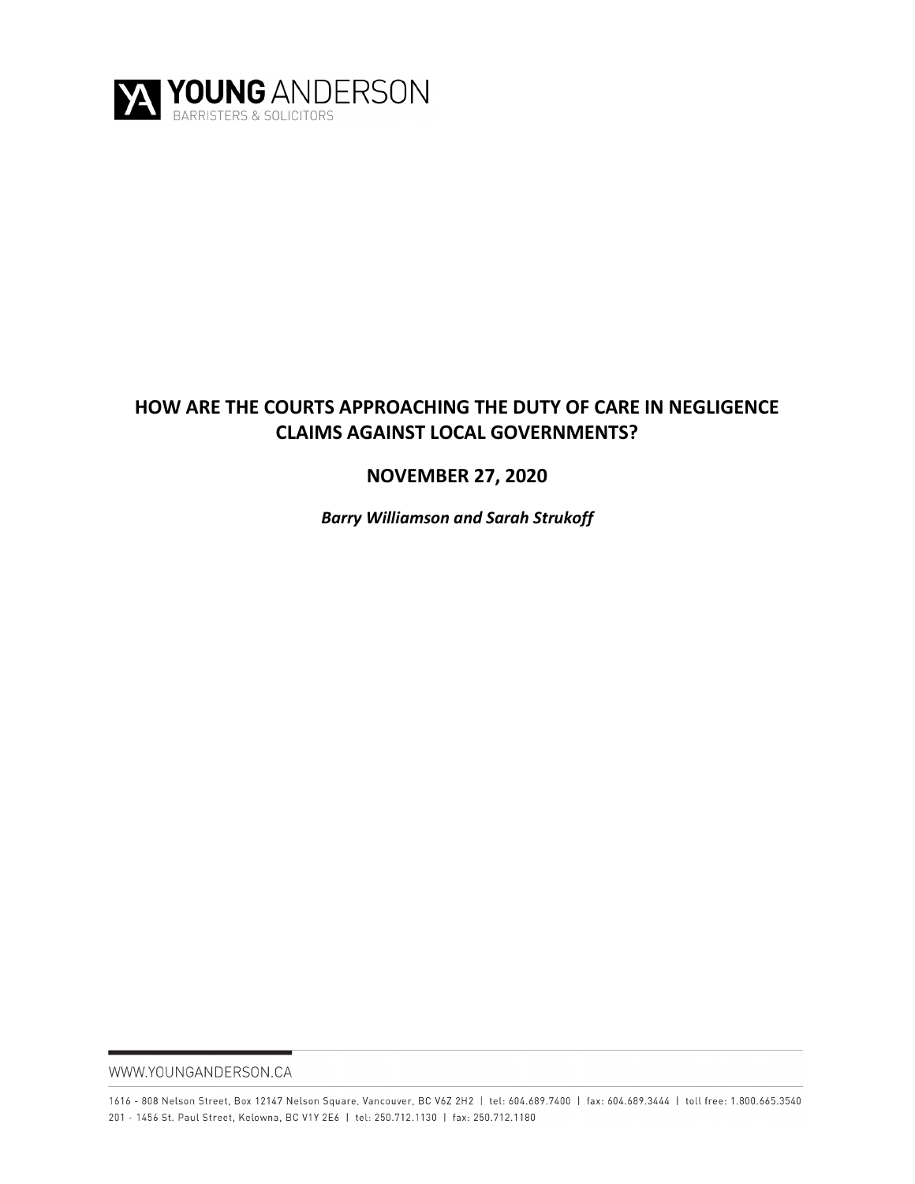YOUNG ANDERSON
BARRISTERS & SOLICITORS

# HOW ARE THE COURTS APPROACHING THE DUTY OF CARE IN NEGLIGENCE CLAIMS AGAINST LOCAL GOVERNMENTS?

## NOVEMBER 27, 2020

***Barry Williamson and Sarah Strukoff***

WWW.YOUNGANDERSON.CA

1616 - 808 Nelson Street, Box 12147 Nelson Square, Vancouver, BC V6Z 2H2 | tel: 604.689.7400 | fax: 604.689.3444 | toll free: 1.800.665.3540
201 - 1456 St. Paul Street, Kelowna, BC V1Y 2E6 | tel: 250.712.1130 | fax: 250.712.1180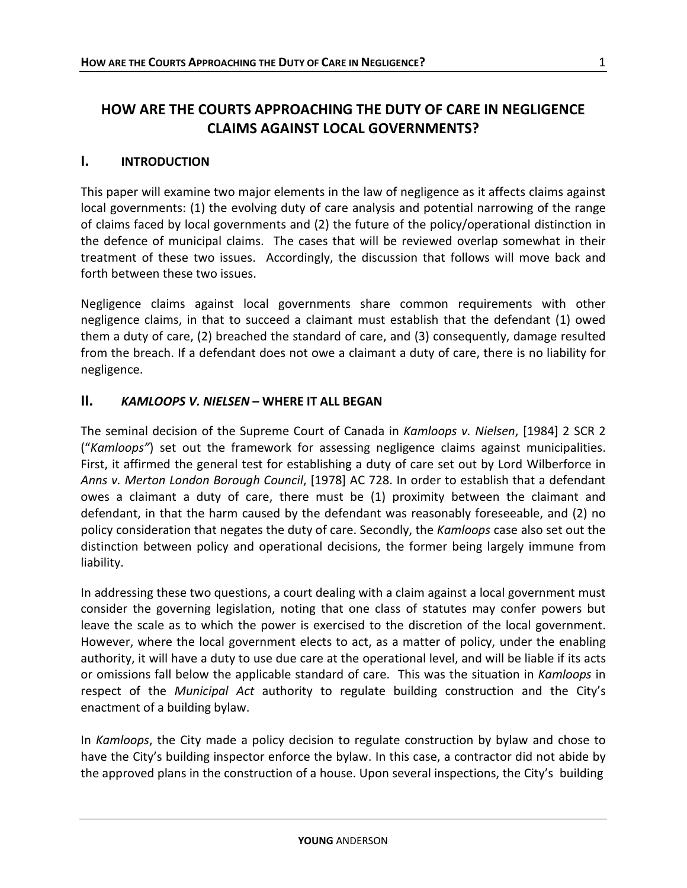# HOW ARE THE COURTS APPROACHING THE DUTY OF CARE IN NEGLIGENCE CLAIMS AGAINST LOCAL GOVERNMENTS?

## I. INTRODUCTION

This paper will examine two major elements in the law of negligence as it affects claims against local governments: (1) the evolving duty of care analysis and potential narrowing of the range of claims faced by local governments and (2) the future of the policy/operational distinction in the defence of municipal claims. The cases that will be reviewed overlap somewhat in their treatment of these two issues. Accordingly, the discussion that follows will move back and forth between these two issues.

Negligence claims against local governments share common requirements with other negligence claims, in that to succeed a claimant must establish that the defendant (1) owed them a duty of care, (2) breached the standard of care, and (3) consequently, damage resulted from the breach. If a defendant does not owe a claimant a duty of care, there is no liability for negligence.

## II. *KAMLOOPS V. NIELSEN* – WHERE IT ALL BEGAN

The seminal decision of the Supreme Court of Canada in *Kamloops v. Nielsen*, [1984] 2 SCR 2 ("*Kamloops"*) set out the framework for assessing negligence claims against municipalities. First, it affirmed the general test for establishing a duty of care set out by Lord Wilberforce in *Anns v. Merton London Borough Council*, [1978] AC 728. In order to establish that a defendant owes a claimant a duty of care, there must be (1) proximity between the claimant and defendant, in that the harm caused by the defendant was reasonably foreseeable, and (2) no policy consideration that negates the duty of care. Secondly, the *Kamloops* case also set out the distinction between policy and operational decisions, the former being largely immune from liability.

In addressing these two questions, a court dealing with a claim against a local government must consider the governing legislation, noting that one class of statutes may confer powers but leave the scale as to which the power is exercised to the discretion of the local government. However, where the local government elects to act, as a matter of policy, under the enabling authority, it will have a duty to use due care at the operational level, and will be liable if its acts or omissions fall below the applicable standard of care. This was the situation in *Kamloops* in respect of the *Municipal Act* authority to regulate building construction and the City's enactment of a building bylaw.

In *Kamloops*, the City made a policy decision to regulate construction by bylaw and chose to have the City's building inspector enforce the bylaw. In this case, a contractor did not abide by the approved plans in the construction of a house. Upon several inspections, the City's building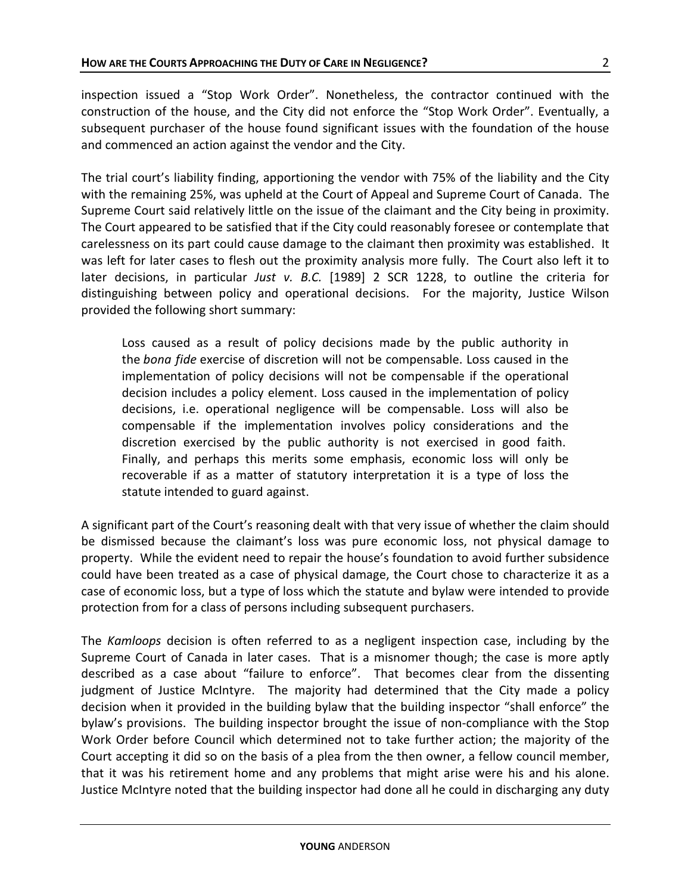inspection issued a "Stop Work Order". Nonetheless, the contractor continued with the construction of the house, and the City did not enforce the "Stop Work Order". Eventually, a subsequent purchaser of the house found significant issues with the foundation of the house and commenced an action against the vendor and the City.

The trial court's liability finding, apportioning the vendor with 75% of the liability and the City with the remaining 25%, was upheld at the Court of Appeal and Supreme Court of Canada. The Supreme Court said relatively little on the issue of the claimant and the City being in proximity. The Court appeared to be satisfied that if the City could reasonably foresee or contemplate that carelessness on its part could cause damage to the claimant then proximity was established. It was left for later cases to flesh out the proximity analysis more fully. The Court also left it to later decisions, in particular *Just v. B.C.* [1989] 2 SCR 1228, to outline the criteria for distinguishing between policy and operational decisions. For the majority, Justice Wilson provided the following short summary:

> Loss caused as a result of policy decisions made by the public authority in the *bona fide* exercise of discretion will not be compensable. Loss caused in the implementation of policy decisions will not be compensable if the operational decision includes a policy element. Loss caused in the implementation of policy decisions, i.e. operational negligence will be compensable. Loss will also be compensable if the implementation involves policy considerations and the discretion exercised by the public authority is not exercised in good faith. Finally, and perhaps this merits some emphasis, economic loss will only be recoverable if as a matter of statutory interpretation it is a type of loss the statute intended to guard against.

A significant part of the Court's reasoning dealt with that very issue of whether the claim should be dismissed because the claimant's loss was pure economic loss, not physical damage to property. While the evident need to repair the house's foundation to avoid further subsidence could have been treated as a case of physical damage, the Court chose to characterize it as a case of economic loss, but a type of loss which the statute and bylaw were intended to provide protection from for a class of persons including subsequent purchasers.

The *Kamloops* decision is often referred to as a negligent inspection case, including by the Supreme Court of Canada in later cases. That is a misnomer though; the case is more aptly described as a case about "failure to enforce". That becomes clear from the dissenting judgment of Justice McIntyre. The majority had determined that the City made a policy decision when it provided in the building bylaw that the building inspector "shall enforce" the bylaw's provisions. The building inspector brought the issue of non-compliance with the Stop Work Order before Council which determined not to take further action; the majority of the Court accepting it did so on the basis of a plea from the then owner, a fellow council member, that it was his retirement home and any problems that might arise were his and his alone. Justice McIntyre noted that the building inspector had done all he could in discharging any duty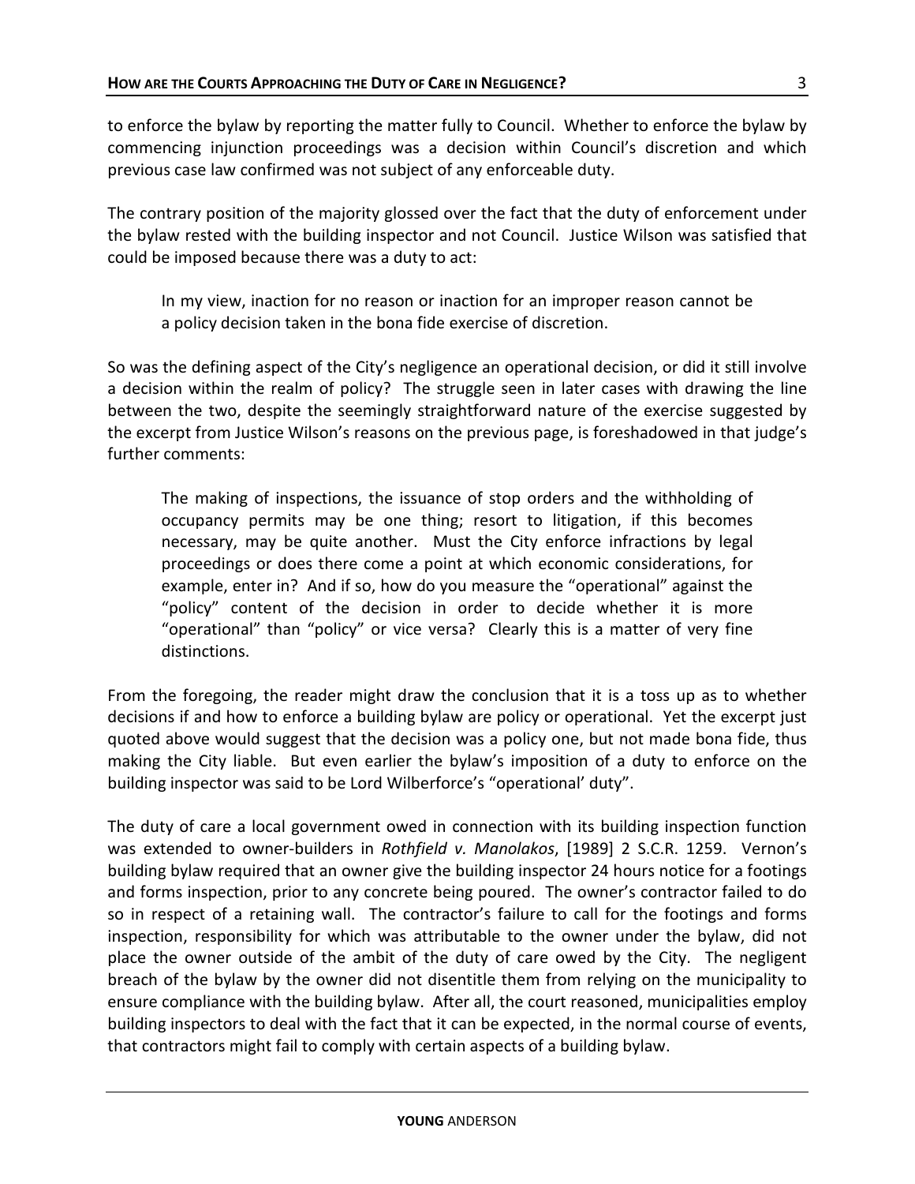to enforce the bylaw by reporting the matter fully to Council. Whether to enforce the bylaw by commencing injunction proceedings was a decision within Council's discretion and which previous case law confirmed was not subject of any enforceable duty.

The contrary position of the majority glossed over the fact that the duty of enforcement under the bylaw rested with the building inspector and not Council. Justice Wilson was satisfied that could be imposed because there was a duty to act:

> In my view, inaction for no reason or inaction for an improper reason cannot be a policy decision taken in the bona fide exercise of discretion.

So was the defining aspect of the City's negligence an operational decision, or did it still involve a decision within the realm of policy? The struggle seen in later cases with drawing the line between the two, despite the seemingly straightforward nature of the exercise suggested by the excerpt from Justice Wilson's reasons on the previous page, is foreshadowed in that judge's further comments:

> The making of inspections, the issuance of stop orders and the withholding of occupancy permits may be one thing; resort to litigation, if this becomes necessary, may be quite another. Must the City enforce infractions by legal proceedings or does there come a point at which economic considerations, for example, enter in? And if so, how do you measure the "operational" against the "policy" content of the decision in order to decide whether it is more "operational" than "policy" or vice versa? Clearly this is a matter of very fine distinctions.

From the foregoing, the reader might draw the conclusion that it is a toss up as to whether decisions if and how to enforce a building bylaw are policy or operational. Yet the excerpt just quoted above would suggest that the decision was a policy one, but not made bona fide, thus making the City liable. But even earlier the bylaw's imposition of a duty to enforce on the building inspector was said to be Lord Wilberforce's "operational' duty".

The duty of care a local government owed in connection with its building inspection function was extended to owner-builders in *Rothfield v. Manolakos*, [1989] 2 S.C.R. 1259. Vernon's building bylaw required that an owner give the building inspector 24 hours notice for a footings and forms inspection, prior to any concrete being poured. The owner's contractor failed to do so in respect of a retaining wall. The contractor's failure to call for the footings and forms inspection, responsibility for which was attributable to the owner under the bylaw, did not place the owner outside of the ambit of the duty of care owed by the City. The negligent breach of the bylaw by the owner did not disentitle them from relying on the municipality to ensure compliance with the building bylaw. After all, the court reasoned, municipalities employ building inspectors to deal with the fact that it can be expected, in the normal course of events, that contractors might fail to comply with certain aspects of a building bylaw.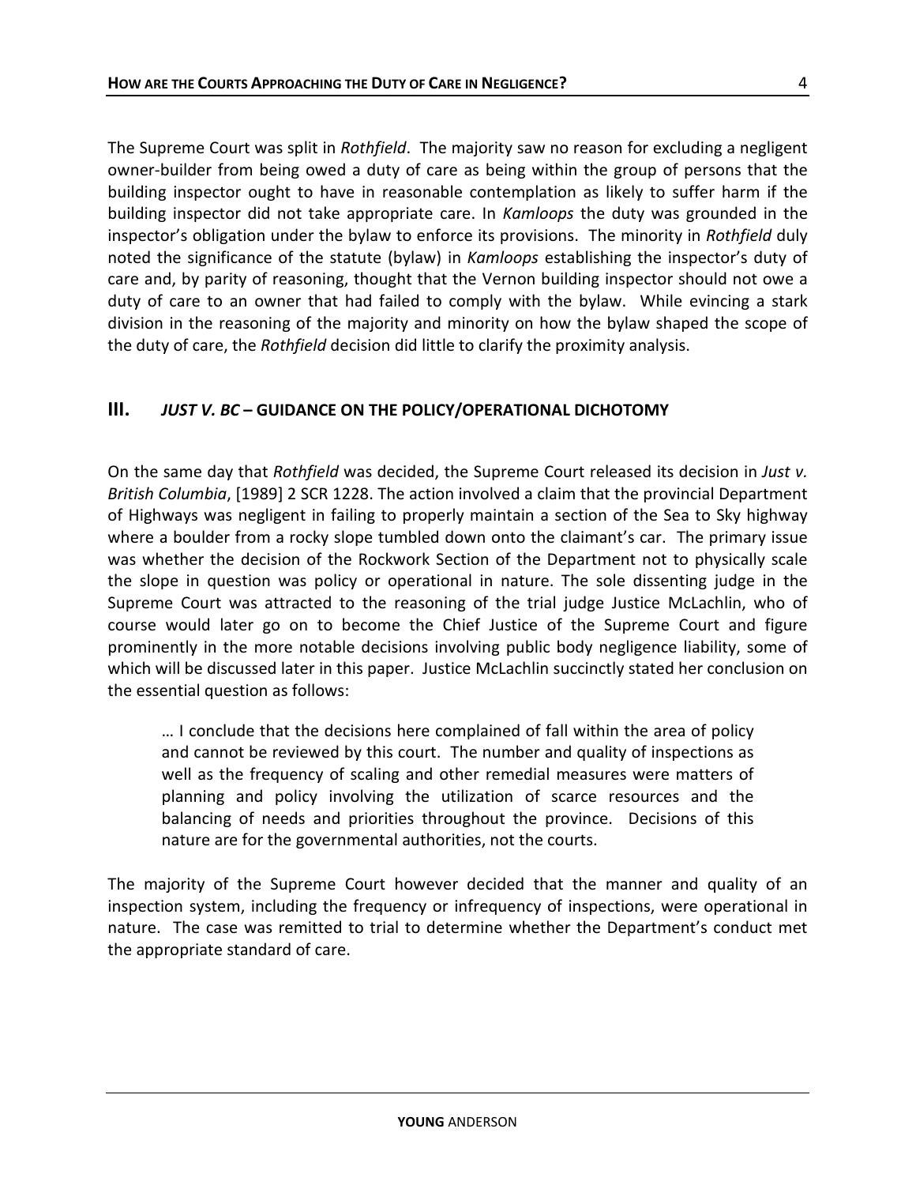The Supreme Court was split in *Rothfield*. The majority saw no reason for excluding a negligent owner-builder from being owed a duty of care as being within the group of persons that the building inspector ought to have in reasonable contemplation as likely to suffer harm if the building inspector did not take appropriate care. In *Kamloops* the duty was grounded in the inspector's obligation under the bylaw to enforce its provisions. The minority in *Rothfield* duly noted the significance of the statute (bylaw) in *Kamloops* establishing the inspector's duty of care and, by parity of reasoning, thought that the Vernon building inspector should not owe a duty of care to an owner that had failed to comply with the bylaw. While evincing a stark division in the reasoning of the majority and minority on how the bylaw shaped the scope of the duty of care, the *Rothfield* decision did little to clarify the proximity analysis.

## III. *JUST V. BC* – GUIDANCE ON THE POLICY/OPERATIONAL DICHOTOMY

On the same day that *Rothfield* was decided, the Supreme Court released its decision in *Just v. British Columbia*, [1989] 2 SCR 1228. The action involved a claim that the provincial Department of Highways was negligent in failing to properly maintain a section of the Sea to Sky highway where a boulder from a rocky slope tumbled down onto the claimant's car. The primary issue was whether the decision of the Rockwork Section of the Department not to physically scale the slope in question was policy or operational in nature. The sole dissenting judge in the Supreme Court was attracted to the reasoning of the trial judge Justice McLachlin, who of course would later go on to become the Chief Justice of the Supreme Court and figure prominently in the more notable decisions involving public body negligence liability, some of which will be discussed later in this paper. Justice McLachlin succinctly stated her conclusion on the essential question as follows:

> … I conclude that the decisions here complained of fall within the area of policy and cannot be reviewed by this court. The number and quality of inspections as well as the frequency of scaling and other remedial measures were matters of planning and policy involving the utilization of scarce resources and the balancing of needs and priorities throughout the province. Decisions of this nature are for the governmental authorities, not the courts.

The majority of the Supreme Court however decided that the manner and quality of an inspection system, including the frequency or infrequency of inspections, were operational in nature. The case was remitted to trial to determine whether the Department's conduct met the appropriate standard of care.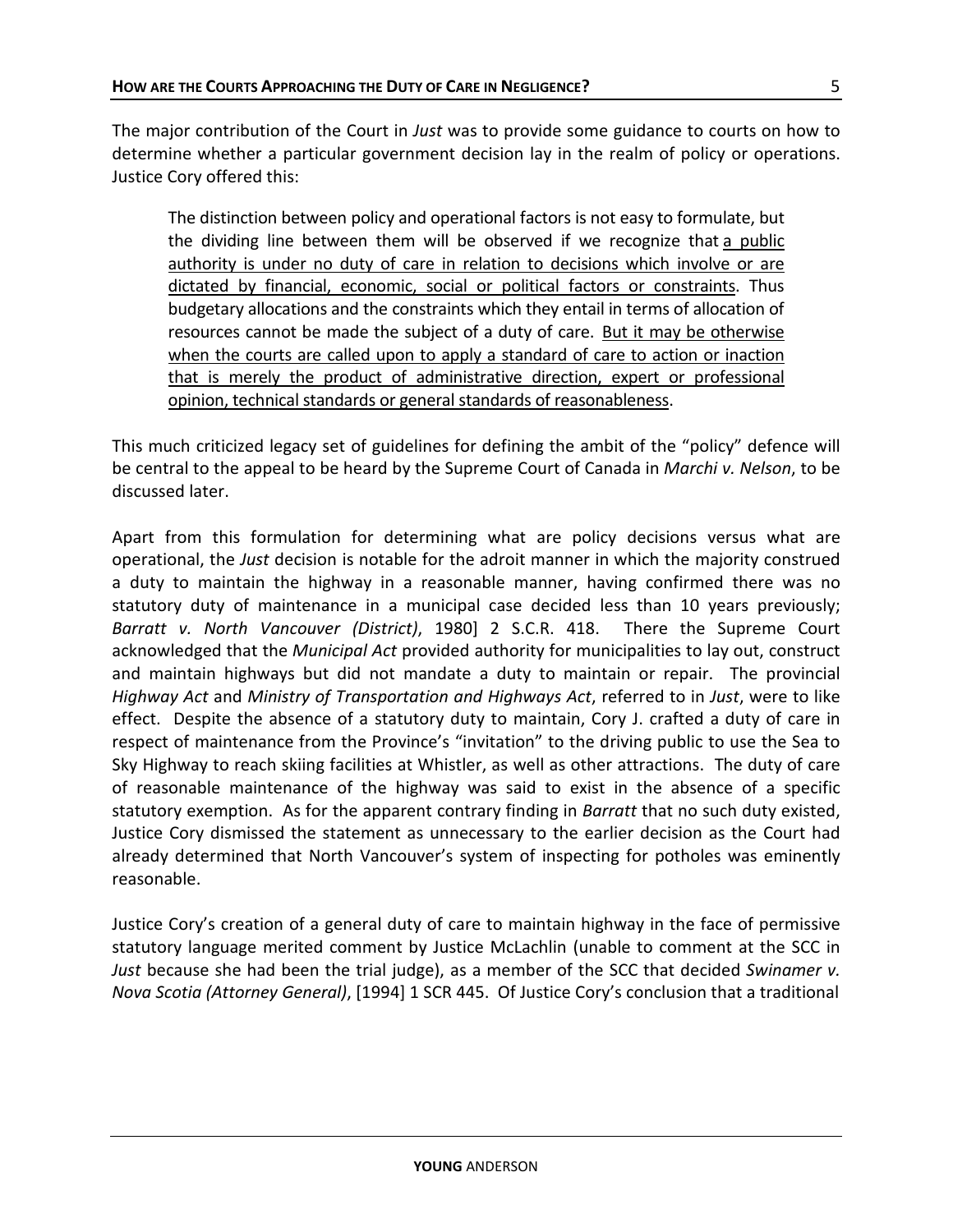The major contribution of the Court in *Just* was to provide some guidance to courts on how to determine whether a particular government decision lay in the realm of policy or operations. Justice Cory offered this:

> The distinction between policy and operational factors is not easy to formulate, but the dividing line between them will be observed if we recognize that <u>a public authority is under no duty of care in relation to decisions which involve or are dictated by financial, economic, social or political factors or constraints</u>. Thus budgetary allocations and the constraints which they entail in terms of allocation of resources cannot be made the subject of a duty of care. <u>But it may be otherwise when the courts are called upon to apply a standard of care to action or inaction that is merely the product of administrative direction, expert or professional opinion, technical standards or general standards of reasonableness</u>.

This much criticized legacy set of guidelines for defining the ambit of the "policy" defence will be central to the appeal to be heard by the Supreme Court of Canada in *Marchi v. Nelson*, to be discussed later.

Apart from this formulation for determining what are policy decisions versus what are operational, the *Just* decision is notable for the adroit manner in which the majority construed a duty to maintain the highway in a reasonable manner, having confirmed there was no statutory duty of maintenance in a municipal case decided less than 10 years previously; *Barratt v. North Vancouver (District)*, 1980] 2 S.C.R. 418. There the Supreme Court acknowledged that the *Municipal Act* provided authority for municipalities to lay out, construct and maintain highways but did not mandate a duty to maintain or repair. The provincial *Highway Act* and *Ministry of Transportation and Highways Act*, referred to in *Just*, were to like effect. Despite the absence of a statutory duty to maintain, Cory J. crafted a duty of care in respect of maintenance from the Province's "invitation" to the driving public to use the Sea to Sky Highway to reach skiing facilities at Whistler, as well as other attractions. The duty of care of reasonable maintenance of the highway was said to exist in the absence of a specific statutory exemption. As for the apparent contrary finding in *Barratt* that no such duty existed, Justice Cory dismissed the statement as unnecessary to the earlier decision as the Court had already determined that North Vancouver's system of inspecting for potholes was eminently reasonable.

Justice Cory's creation of a general duty of care to maintain highway in the face of permissive statutory language merited comment by Justice McLachlin (unable to comment at the SCC in *Just* because she had been the trial judge), as a member of the SCC that decided *Swinamer v. Nova Scotia (Attorney General)*, [1994] 1 SCR 445. Of Justice Cory's conclusion that a traditional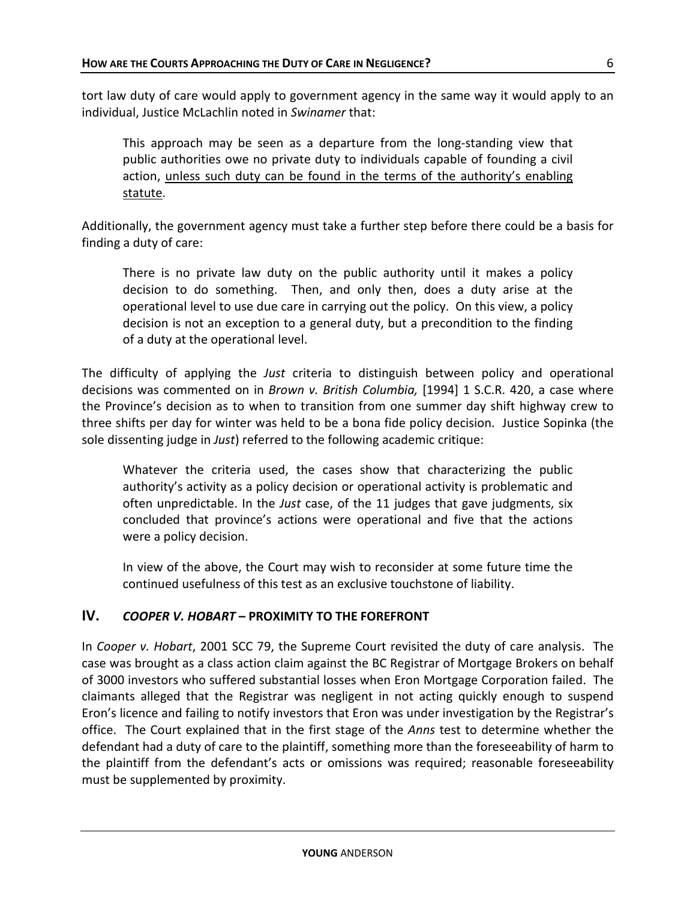tort law duty of care would apply to government agency in the same way it would apply to an individual, Justice McLachlin noted in *Swinamer* that:

> This approach may be seen as a departure from the long-standing view that public authorities owe no private duty to individuals capable of founding a civil action, <u>unless such duty can be found in the terms of the authority's enabling statute</u>.

Additionally, the government agency must take a further step before there could be a basis for finding a duty of care:

> There is no private law duty on the public authority until it makes a policy decision to do something. Then, and only then, does a duty arise at the operational level to use due care in carrying out the policy. On this view, a policy decision is not an exception to a general duty, but a precondition to the finding of a duty at the operational level.

The difficulty of applying the *Just* criteria to distinguish between policy and operational decisions was commented on in *Brown v. British Columbia,* [1994] 1 S.C.R. 420, a case where the Province's decision as to when to transition from one summer day shift highway crew to three shifts per day for winter was held to be a bona fide policy decision. Justice Sopinka (the sole dissenting judge in *Just*) referred to the following academic critique:

> Whatever the criteria used, the cases show that characterizing the public authority's activity as a policy decision or operational activity is problematic and often unpredictable. In the *Just* case, of the 11 judges that gave judgments, six concluded that province's actions were operational and five that the actions were a policy decision.
>
> In view of the above, the Court may wish to reconsider at some future time the continued usefulness of this test as an exclusive touchstone of liability.

## IV. *COOPER V. HOBART* – PROXIMITY TO THE FOREFRONT

In *Cooper v. Hobart*, 2001 SCC 79, the Supreme Court revisited the duty of care analysis. The case was brought as a class action claim against the BC Registrar of Mortgage Brokers on behalf of 3000 investors who suffered substantial losses when Eron Mortgage Corporation failed. The claimants alleged that the Registrar was negligent in not acting quickly enough to suspend Eron's licence and failing to notify investors that Eron was under investigation by the Registrar's office. The Court explained that in the first stage of the *Anns* test to determine whether the defendant had a duty of care to the plaintiff, something more than the foreseeability of harm to the plaintiff from the defendant's acts or omissions was required; reasonable foreseeability must be supplemented by proximity.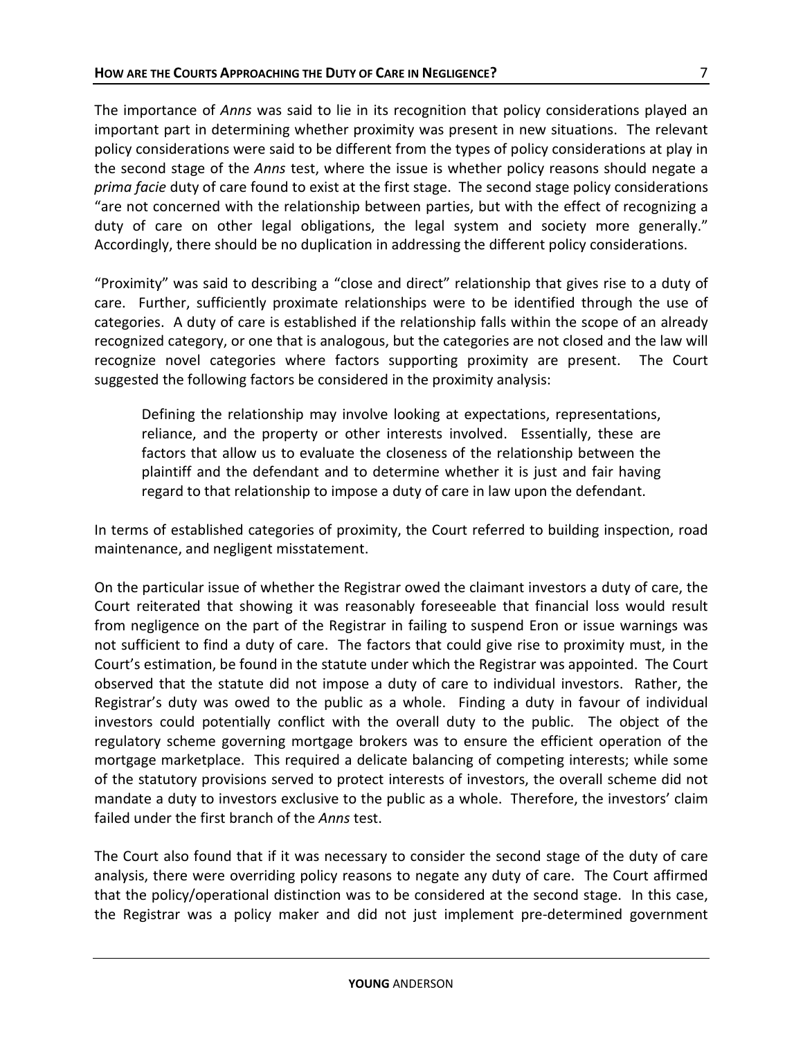The importance of *Anns* was said to lie in its recognition that policy considerations played an important part in determining whether proximity was present in new situations. The relevant policy considerations were said to be different from the types of policy considerations at play in the second stage of the *Anns* test, where the issue is whether policy reasons should negate a *prima facie* duty of care found to exist at the first stage. The second stage policy considerations "are not concerned with the relationship between parties, but with the effect of recognizing a duty of care on other legal obligations, the legal system and society more generally." Accordingly, there should be no duplication in addressing the different policy considerations.

"Proximity" was said to describing a "close and direct" relationship that gives rise to a duty of care. Further, sufficiently proximate relationships were to be identified through the use of categories. A duty of care is established if the relationship falls within the scope of an already recognized category, or one that is analogous, but the categories are not closed and the law will recognize novel categories where factors supporting proximity are present. The Court suggested the following factors be considered in the proximity analysis:

> Defining the relationship may involve looking at expectations, representations, reliance, and the property or other interests involved. Essentially, these are factors that allow us to evaluate the closeness of the relationship between the plaintiff and the defendant and to determine whether it is just and fair having regard to that relationship to impose a duty of care in law upon the defendant.

In terms of established categories of proximity, the Court referred to building inspection, road maintenance, and negligent misstatement.

On the particular issue of whether the Registrar owed the claimant investors a duty of care, the Court reiterated that showing it was reasonably foreseeable that financial loss would result from negligence on the part of the Registrar in failing to suspend Eron or issue warnings was not sufficient to find a duty of care. The factors that could give rise to proximity must, in the Court's estimation, be found in the statute under which the Registrar was appointed. The Court observed that the statute did not impose a duty of care to individual investors. Rather, the Registrar's duty was owed to the public as a whole. Finding a duty in favour of individual investors could potentially conflict with the overall duty to the public. The object of the regulatory scheme governing mortgage brokers was to ensure the efficient operation of the mortgage marketplace. This required a delicate balancing of competing interests; while some of the statutory provisions served to protect interests of investors, the overall scheme did not mandate a duty to investors exclusive to the public as a whole. Therefore, the investors' claim failed under the first branch of the *Anns* test.

The Court also found that if it was necessary to consider the second stage of the duty of care analysis, there were overriding policy reasons to negate any duty of care. The Court affirmed that the policy/operational distinction was to be considered at the second stage. In this case, the Registrar was a policy maker and did not just implement pre-determined government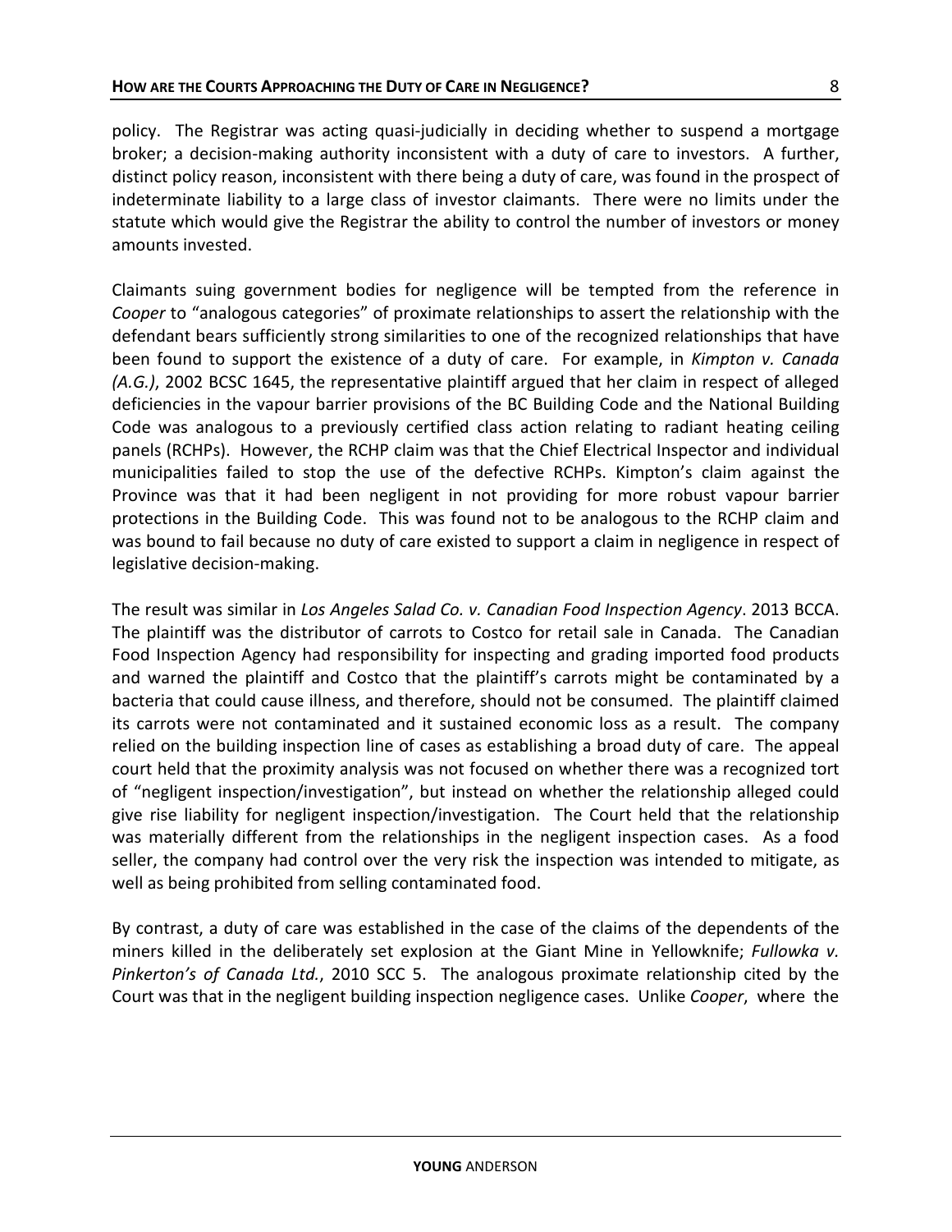policy. The Registrar was acting quasi-judicially in deciding whether to suspend a mortgage broker; a decision-making authority inconsistent with a duty of care to investors. A further, distinct policy reason, inconsistent with there being a duty of care, was found in the prospect of indeterminate liability to a large class of investor claimants. There were no limits under the statute which would give the Registrar the ability to control the number of investors or money amounts invested.

Claimants suing government bodies for negligence will be tempted from the reference in *Cooper* to "analogous categories" of proximate relationships to assert the relationship with the defendant bears sufficiently strong similarities to one of the recognized relationships that have been found to support the existence of a duty of care. For example, in *Kimpton v. Canada (A.G.)*, 2002 BCSC 1645, the representative plaintiff argued that her claim in respect of alleged deficiencies in the vapour barrier provisions of the BC Building Code and the National Building Code was analogous to a previously certified class action relating to radiant heating ceiling panels (RCHPs). However, the RCHP claim was that the Chief Electrical Inspector and individual municipalities failed to stop the use of the defective RCHPs. Kimpton's claim against the Province was that it had been negligent in not providing for more robust vapour barrier protections in the Building Code. This was found not to be analogous to the RCHP claim and was bound to fail because no duty of care existed to support a claim in negligence in respect of legislative decision-making.

The result was similar in *Los Angeles Salad Co. v. Canadian Food Inspection Agency*. 2013 BCCA. The plaintiff was the distributor of carrots to Costco for retail sale in Canada. The Canadian Food Inspection Agency had responsibility for inspecting and grading imported food products and warned the plaintiff and Costco that the plaintiff's carrots might be contaminated by a bacteria that could cause illness, and therefore, should not be consumed. The plaintiff claimed its carrots were not contaminated and it sustained economic loss as a result. The company relied on the building inspection line of cases as establishing a broad duty of care. The appeal court held that the proximity analysis was not focused on whether there was a recognized tort of "negligent inspection/investigation", but instead on whether the relationship alleged could give rise liability for negligent inspection/investigation. The Court held that the relationship was materially different from the relationships in the negligent inspection cases. As a food seller, the company had control over the very risk the inspection was intended to mitigate, as well as being prohibited from selling contaminated food.

By contrast, a duty of care was established in the case of the claims of the dependents of the miners killed in the deliberately set explosion at the Giant Mine in Yellowknife; *Fullowka v. Pinkerton's of Canada Ltd.*, 2010 SCC 5. The analogous proximate relationship cited by the Court was that in the negligent building inspection negligence cases. Unlike *Cooper*, where the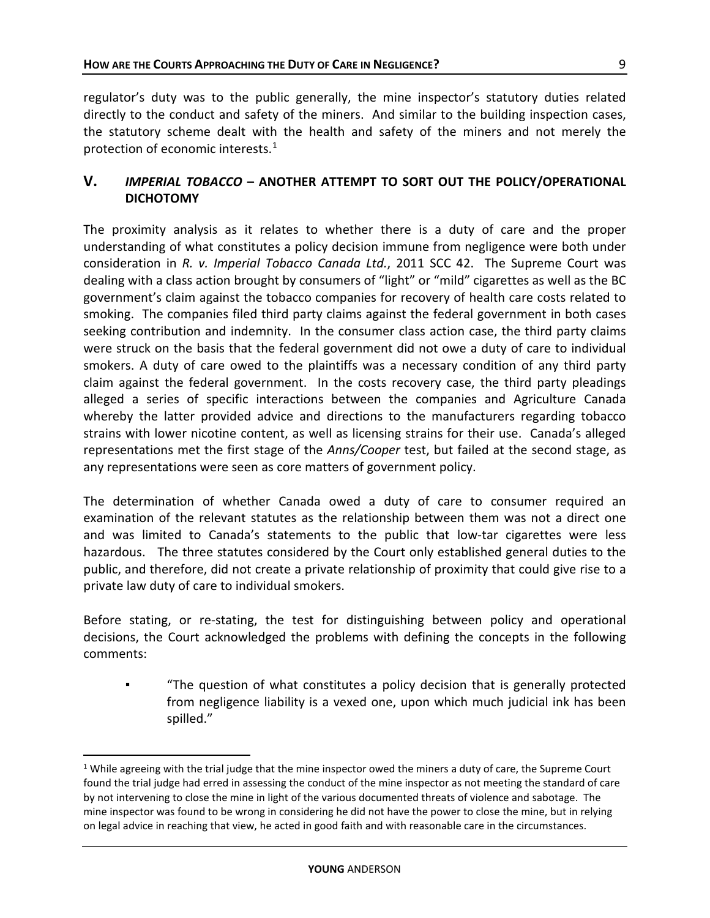regulator's duty was to the public generally, the mine inspector's statutory duties related directly to the conduct and safety of the miners. And similar to the building inspection cases, the statutory scheme dealt with the health and safety of the miners and not merely the protection of economic interests.[1]

## V. *IMPERIAL TOBACCO* – ANOTHER ATTEMPT TO SORT OUT THE POLICY/OPERATIONAL DICHOTOMY

The proximity analysis as it relates to whether there is a duty of care and the proper understanding of what constitutes a policy decision immune from negligence were both under consideration in *R. v. Imperial Tobacco Canada Ltd.*, 2011 SCC 42. The Supreme Court was dealing with a class action brought by consumers of "light" or "mild" cigarettes as well as the BC government's claim against the tobacco companies for recovery of health care costs related to smoking. The companies filed third party claims against the federal government in both cases seeking contribution and indemnity. In the consumer class action case, the third party claims were struck on the basis that the federal government did not owe a duty of care to individual smokers. A duty of care owed to the plaintiffs was a necessary condition of any third party claim against the federal government. In the costs recovery case, the third party pleadings alleged a series of specific interactions between the companies and Agriculture Canada whereby the latter provided advice and directions to the manufacturers regarding tobacco strains with lower nicotine content, as well as licensing strains for their use. Canada's alleged representations met the first stage of the *Anns/Cooper* test, but failed at the second stage, as any representations were seen as core matters of government policy.

The determination of whether Canada owed a duty of care to consumer required an examination of the relevant statutes as the relationship between them was not a direct one and was limited to Canada's statements to the public that low-tar cigarettes were less hazardous. The three statutes considered by the Court only established general duties to the public, and therefore, did not create a private relationship of proximity that could give rise to a private law duty of care to individual smokers.

Before stating, or re-stating, the test for distinguishing between policy and operational decisions, the Court acknowledged the problems with defining the concepts in the following comments:

- "The question of what constitutes a policy decision that is generally protected from negligence liability is a vexed one, upon which much judicial ink has been spilled."

---

[1] While agreeing with the trial judge that the mine inspector owed the miners a duty of care, the Supreme Court found the trial judge had erred in assessing the conduct of the mine inspector as not meeting the standard of care by not intervening to close the mine in light of the various documented threats of violence and sabotage. The mine inspector was found to be wrong in considering he did not have the power to close the mine, but in relying on legal advice in reaching that view, he acted in good faith and with reasonable care in the circumstances.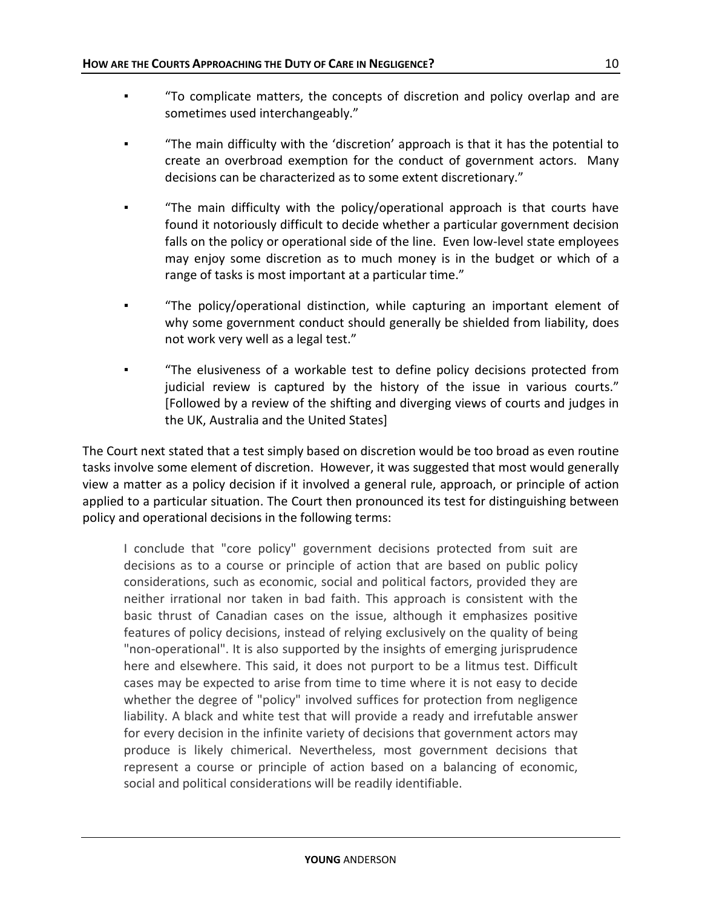- "To complicate matters, the concepts of discretion and policy overlap and are sometimes used interchangeably."

- "The main difficulty with the 'discretion' approach is that it has the potential to create an overbroad exemption for the conduct of government actors. Many decisions can be characterized as to some extent discretionary."

- "The main difficulty with the policy/operational approach is that courts have found it notoriously difficult to decide whether a particular government decision falls on the policy or operational side of the line. Even low-level state employees may enjoy some discretion as to much money is in the budget or which of a range of tasks is most important at a particular time."

- "The policy/operational distinction, while capturing an important element of why some government conduct should generally be shielded from liability, does not work very well as a legal test."

- "The elusiveness of a workable test to define policy decisions protected from judicial review is captured by the history of the issue in various courts." [Followed by a review of the shifting and diverging views of courts and judges in the UK, Australia and the United States]

The Court next stated that a test simply based on discretion would be too broad as even routine tasks involve some element of discretion. However, it was suggested that most would generally view a matter as a policy decision if it involved a general rule, approach, or principle of action applied to a particular situation. The Court then pronounced its test for distinguishing between policy and operational decisions in the following terms:

> I conclude that "core policy" government decisions protected from suit are decisions as to a course or principle of action that are based on public policy considerations, such as economic, social and political factors, provided they are neither irrational nor taken in bad faith. This approach is consistent with the basic thrust of Canadian cases on the issue, although it emphasizes positive features of policy decisions, instead of relying exclusively on the quality of being "non-operational". It is also supported by the insights of emerging jurisprudence here and elsewhere. This said, it does not purport to be a litmus test. Difficult cases may be expected to arise from time to time where it is not easy to decide whether the degree of "policy" involved suffices for protection from negligence liability. A black and white test that will provide a ready and irrefutable answer for every decision in the infinite variety of decisions that government actors may produce is likely chimerical. Nevertheless, most government decisions that represent a course or principle of action based on a balancing of economic, social and political considerations will be readily identifiable.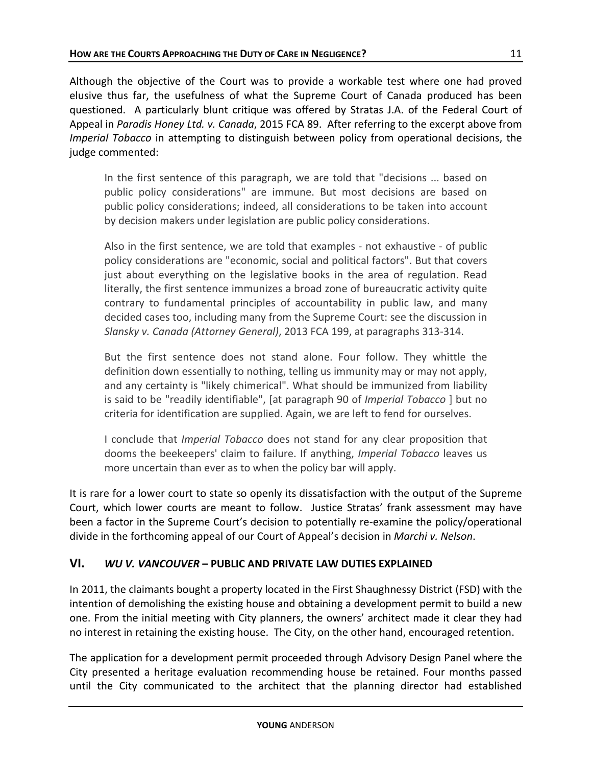Although the objective of the Court was to provide a workable test where one had proved elusive thus far, the usefulness of what the Supreme Court of Canada produced has been questioned. A particularly blunt critique was offered by Stratas J.A. of the Federal Court of Appeal in *Paradis Honey Ltd. v. Canada*, 2015 FCA 89. After referring to the excerpt above from *Imperial Tobacco* in attempting to distinguish between policy from operational decisions, the judge commented:

> In the first sentence of this paragraph, we are told that "decisions ... based on public policy considerations" are immune. But most decisions are based on public policy considerations; indeed, all considerations to be taken into account by decision makers under legislation are public policy considerations.
>
> Also in the first sentence, we are told that examples - not exhaustive - of public policy considerations are "economic, social and political factors". But that covers just about everything on the legislative books in the area of regulation. Read literally, the first sentence immunizes a broad zone of bureaucratic activity quite contrary to fundamental principles of accountability in public law, and many decided cases too, including many from the Supreme Court: see the discussion in *Slansky v. Canada (Attorney General)*, 2013 FCA 199, at paragraphs 313-314.
>
> But the first sentence does not stand alone. Four follow. They whittle the definition down essentially to nothing, telling us immunity may or may not apply, and any certainty is "likely chimerical". What should be immunized from liability is said to be "readily identifiable", [at paragraph 90 of *Imperial Tobacco* ] but no criteria for identification are supplied. Again, we are left to fend for ourselves.
>
> I conclude that *Imperial Tobacco* does not stand for any clear proposition that dooms the beekeepers' claim to failure. If anything, *Imperial Tobacco* leaves us more uncertain than ever as to when the policy bar will apply.

It is rare for a lower court to state so openly its dissatisfaction with the output of the Supreme Court, which lower courts are meant to follow. Justice Stratas' frank assessment may have been a factor in the Supreme Court's decision to potentially re-examine the policy/operational divide in the forthcoming appeal of our Court of Appeal's decision in *Marchi v. Nelson*.

## VI. *WU V. VANCOUVER* – PUBLIC AND PRIVATE LAW DUTIES EXPLAINED

In 2011, the claimants bought a property located in the First Shaughnessy District (FSD) with the intention of demolishing the existing house and obtaining a development permit to build a new one. From the initial meeting with City planners, the owners' architect made it clear they had no interest in retaining the existing house. The City, on the other hand, encouraged retention.

The application for a development permit proceeded through Advisory Design Panel where the City presented a heritage evaluation recommending house be retained. Four months passed until the City communicated to the architect that the planning director had established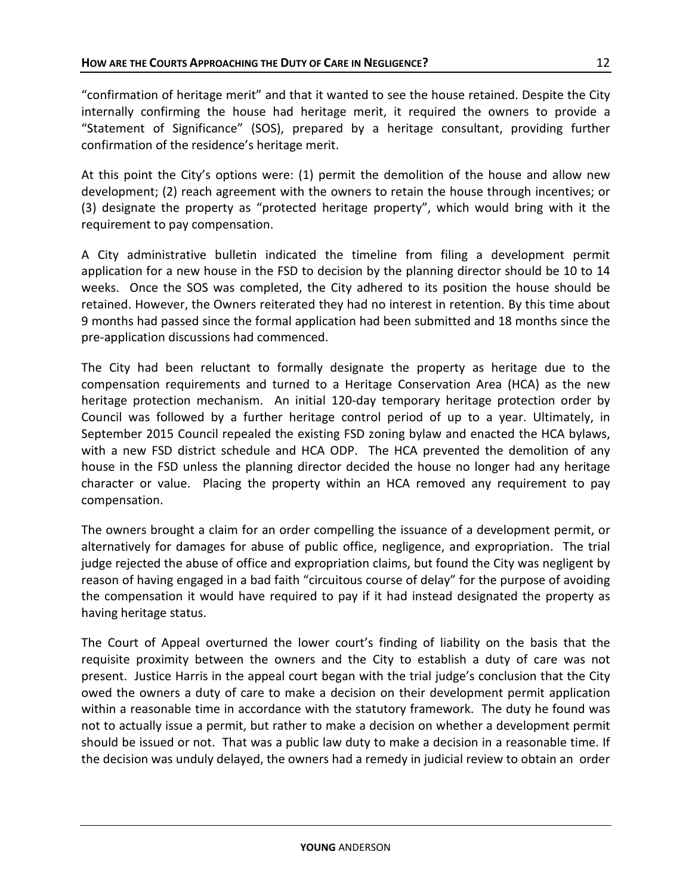"confirmation of heritage merit" and that it wanted to see the house retained. Despite the City internally confirming the house had heritage merit, it required the owners to provide a "Statement of Significance" (SOS), prepared by a heritage consultant, providing further confirmation of the residence's heritage merit.

At this point the City's options were: (1) permit the demolition of the house and allow new development; (2) reach agreement with the owners to retain the house through incentives; or (3) designate the property as "protected heritage property", which would bring with it the requirement to pay compensation.

A City administrative bulletin indicated the timeline from filing a development permit application for a new house in the FSD to decision by the planning director should be 10 to 14 weeks. Once the SOS was completed, the City adhered to its position the house should be retained. However, the Owners reiterated they had no interest in retention. By this time about 9 months had passed since the formal application had been submitted and 18 months since the pre-application discussions had commenced.

The City had been reluctant to formally designate the property as heritage due to the compensation requirements and turned to a Heritage Conservation Area (HCA) as the new heritage protection mechanism. An initial 120-day temporary heritage protection order by Council was followed by a further heritage control period of up to a year. Ultimately, in September 2015 Council repealed the existing FSD zoning bylaw and enacted the HCA bylaws, with a new FSD district schedule and HCA ODP. The HCA prevented the demolition of any house in the FSD unless the planning director decided the house no longer had any heritage character or value. Placing the property within an HCA removed any requirement to pay compensation.

The owners brought a claim for an order compelling the issuance of a development permit, or alternatively for damages for abuse of public office, negligence, and expropriation. The trial judge rejected the abuse of office and expropriation claims, but found the City was negligent by reason of having engaged in a bad faith "circuitous course of delay" for the purpose of avoiding the compensation it would have required to pay if it had instead designated the property as having heritage status.

The Court of Appeal overturned the lower court's finding of liability on the basis that the requisite proximity between the owners and the City to establish a duty of care was not present. Justice Harris in the appeal court began with the trial judge's conclusion that the City owed the owners a duty of care to make a decision on their development permit application within a reasonable time in accordance with the statutory framework. The duty he found was not to actually issue a permit, but rather to make a decision on whether a development permit should be issued or not. That was a public law duty to make a decision in a reasonable time. If the decision was unduly delayed, the owners had a remedy in judicial review to obtain an order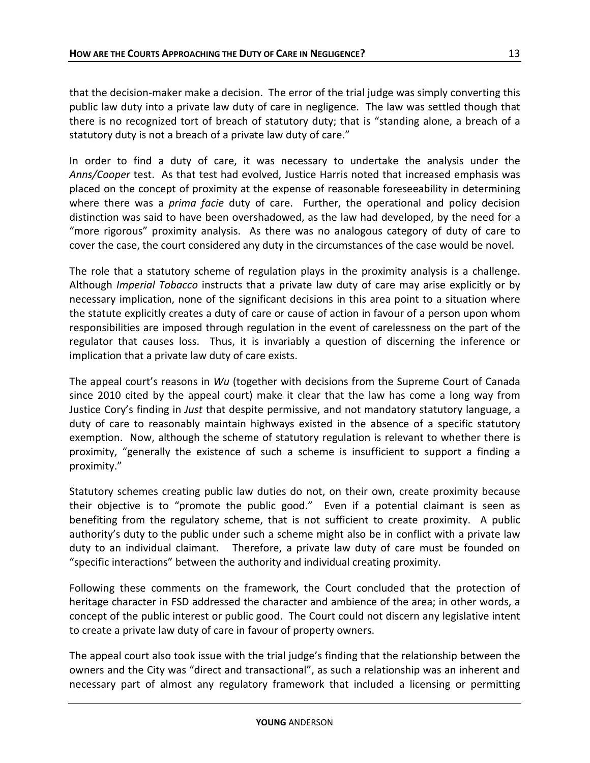that the decision-maker make a decision. The error of the trial judge was simply converting this public law duty into a private law duty of care in negligence. The law was settled though that there is no recognized tort of breach of statutory duty; that is "standing alone, a breach of a statutory duty is not a breach of a private law duty of care."

In order to find a duty of care, it was necessary to undertake the analysis under the *Anns/Cooper* test. As that test had evolved, Justice Harris noted that increased emphasis was placed on the concept of proximity at the expense of reasonable foreseeability in determining where there was a *prima facie* duty of care. Further, the operational and policy decision distinction was said to have been overshadowed, as the law had developed, by the need for a "more rigorous" proximity analysis. As there was no analogous category of duty of care to cover the case, the court considered any duty in the circumstances of the case would be novel.

The role that a statutory scheme of regulation plays in the proximity analysis is a challenge. Although *Imperial Tobacco* instructs that a private law duty of care may arise explicitly or by necessary implication, none of the significant decisions in this area point to a situation where the statute explicitly creates a duty of care or cause of action in favour of a person upon whom responsibilities are imposed through regulation in the event of carelessness on the part of the regulator that causes loss. Thus, it is invariably a question of discerning the inference or implication that a private law duty of care exists.

The appeal court's reasons in *Wu* (together with decisions from the Supreme Court of Canada since 2010 cited by the appeal court) make it clear that the law has come a long way from Justice Cory's finding in *Just* that despite permissive, and not mandatory statutory language, a duty of care to reasonably maintain highways existed in the absence of a specific statutory exemption. Now, although the scheme of statutory regulation is relevant to whether there is proximity, "generally the existence of such a scheme is insufficient to support a finding a proximity."

Statutory schemes creating public law duties do not, on their own, create proximity because their objective is to "promote the public good." Even if a potential claimant is seen as benefiting from the regulatory scheme, that is not sufficient to create proximity. A public authority's duty to the public under such a scheme might also be in conflict with a private law duty to an individual claimant. Therefore, a private law duty of care must be founded on "specific interactions" between the authority and individual creating proximity.

Following these comments on the framework, the Court concluded that the protection of heritage character in FSD addressed the character and ambience of the area; in other words, a concept of the public interest or public good. The Court could not discern any legislative intent to create a private law duty of care in favour of property owners.

The appeal court also took issue with the trial judge's finding that the relationship between the owners and the City was "direct and transactional", as such a relationship was an inherent and necessary part of almost any regulatory framework that included a licensing or permitting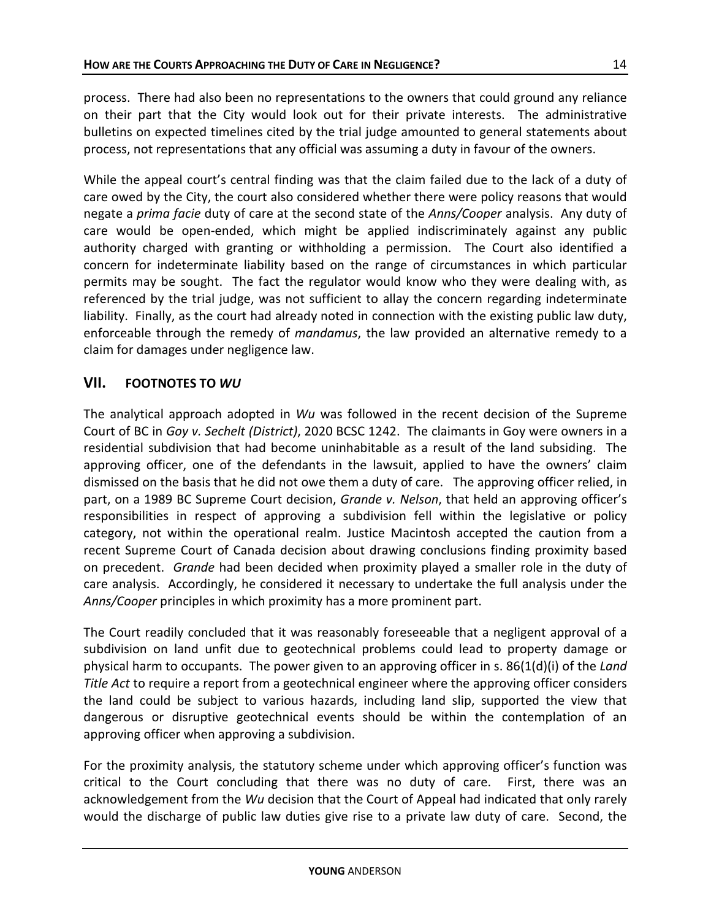process. There had also been no representations to the owners that could ground any reliance on their part that the City would look out for their private interests. The administrative bulletins on expected timelines cited by the trial judge amounted to general statements about process, not representations that any official was assuming a duty in favour of the owners.

While the appeal court's central finding was that the claim failed due to the lack of a duty of care owed by the City, the court also considered whether there were policy reasons that would negate a *prima facie* duty of care at the second state of the *Anns/Cooper* analysis. Any duty of care would be open-ended, which might be applied indiscriminately against any public authority charged with granting or withholding a permission. The Court also identified a concern for indeterminate liability based on the range of circumstances in which particular permits may be sought. The fact the regulator would know who they were dealing with, as referenced by the trial judge, was not sufficient to allay the concern regarding indeterminate liability. Finally, as the court had already noted in connection with the existing public law duty, enforceable through the remedy of *mandamus*, the law provided an alternative remedy to a claim for damages under negligence law.

## VII. FOOTNOTES TO *WU*

The analytical approach adopted in *Wu* was followed in the recent decision of the Supreme Court of BC in *Goy v. Sechelt (District)*, 2020 BCSC 1242. The claimants in Goy were owners in a residential subdivision that had become uninhabitable as a result of the land subsiding. The approving officer, one of the defendants in the lawsuit, applied to have the owners' claim dismissed on the basis that he did not owe them a duty of care. The approving officer relied, in part, on a 1989 BC Supreme Court decision, *Grande v. Nelson*, that held an approving officer's responsibilities in respect of approving a subdivision fell within the legislative or policy category, not within the operational realm. Justice Macintosh accepted the caution from a recent Supreme Court of Canada decision about drawing conclusions finding proximity based on precedent. *Grande* had been decided when proximity played a smaller role in the duty of care analysis. Accordingly, he considered it necessary to undertake the full analysis under the *Anns/Cooper* principles in which proximity has a more prominent part.

The Court readily concluded that it was reasonably foreseeable that a negligent approval of a subdivision on land unfit due to geotechnical problems could lead to property damage or physical harm to occupants. The power given to an approving officer in s. 86(1(d)(i) of the *Land Title Act* to require a report from a geotechnical engineer where the approving officer considers the land could be subject to various hazards, including land slip, supported the view that dangerous or disruptive geotechnical events should be within the contemplation of an approving officer when approving a subdivision.

For the proximity analysis, the statutory scheme under which approving officer's function was critical to the Court concluding that there was no duty of care. First, there was an acknowledgement from the *Wu* decision that the Court of Appeal had indicated that only rarely would the discharge of public law duties give rise to a private law duty of care. Second, the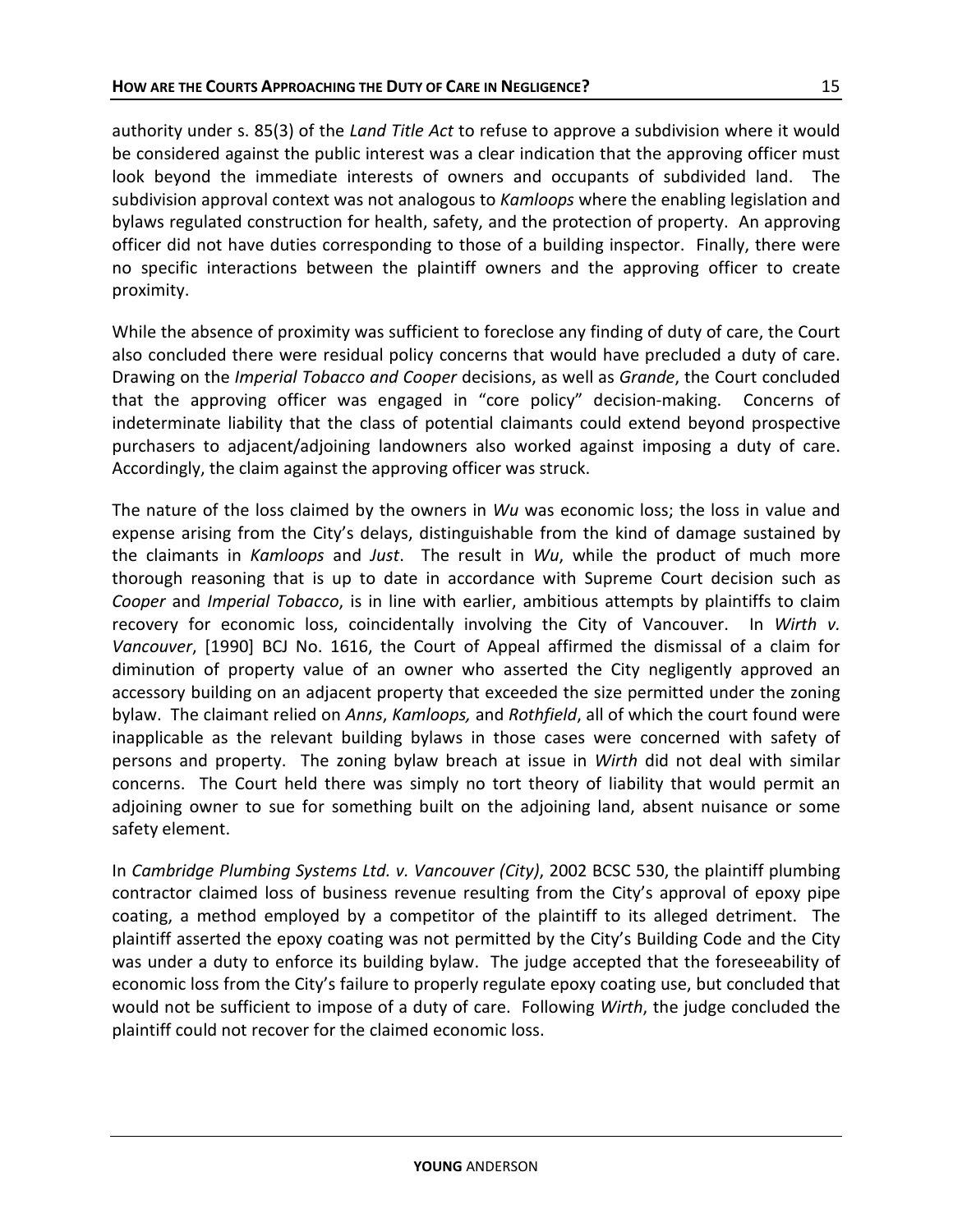authority under s. 85(3) of the *Land Title Act* to refuse to approve a subdivision where it would be considered against the public interest was a clear indication that the approving officer must look beyond the immediate interests of owners and occupants of subdivided land. The subdivision approval context was not analogous to *Kamloops* where the enabling legislation and bylaws regulated construction for health, safety, and the protection of property. An approving officer did not have duties corresponding to those of a building inspector. Finally, there were no specific interactions between the plaintiff owners and the approving officer to create proximity.

While the absence of proximity was sufficient to foreclose any finding of duty of care, the Court also concluded there were residual policy concerns that would have precluded a duty of care. Drawing on the *Imperial Tobacco and Cooper* decisions, as well as *Grande*, the Court concluded that the approving officer was engaged in "core policy" decision-making. Concerns of indeterminate liability that the class of potential claimants could extend beyond prospective purchasers to adjacent/adjoining landowners also worked against imposing a duty of care. Accordingly, the claim against the approving officer was struck.

The nature of the loss claimed by the owners in *Wu* was economic loss; the loss in value and expense arising from the City's delays, distinguishable from the kind of damage sustained by the claimants in *Kamloops* and *Just*. The result in *Wu*, while the product of much more thorough reasoning that is up to date in accordance with Supreme Court decision such as *Cooper* and *Imperial Tobacco*, is in line with earlier, ambitious attempts by plaintiffs to claim recovery for economic loss, coincidentally involving the City of Vancouver. In *Wirth v. Vancouver*, [1990] BCJ No. 1616, the Court of Appeal affirmed the dismissal of a claim for diminution of property value of an owner who asserted the City negligently approved an accessory building on an adjacent property that exceeded the size permitted under the zoning bylaw. The claimant relied on *Anns*, *Kamloops,* and *Rothfield*, all of which the court found were inapplicable as the relevant building bylaws in those cases were concerned with safety of persons and property. The zoning bylaw breach at issue in *Wirth* did not deal with similar concerns. The Court held there was simply no tort theory of liability that would permit an adjoining owner to sue for something built on the adjoining land, absent nuisance or some safety element.

In *Cambridge Plumbing Systems Ltd. v. Vancouver (City)*, 2002 BCSC 530, the plaintiff plumbing contractor claimed loss of business revenue resulting from the City's approval of epoxy pipe coating, a method employed by a competitor of the plaintiff to its alleged detriment. The plaintiff asserted the epoxy coating was not permitted by the City's Building Code and the City was under a duty to enforce its building bylaw. The judge accepted that the foreseeability of economic loss from the City's failure to properly regulate epoxy coating use, but concluded that would not be sufficient to impose of a duty of care. Following *Wirth*, the judge concluded the plaintiff could not recover for the claimed economic loss.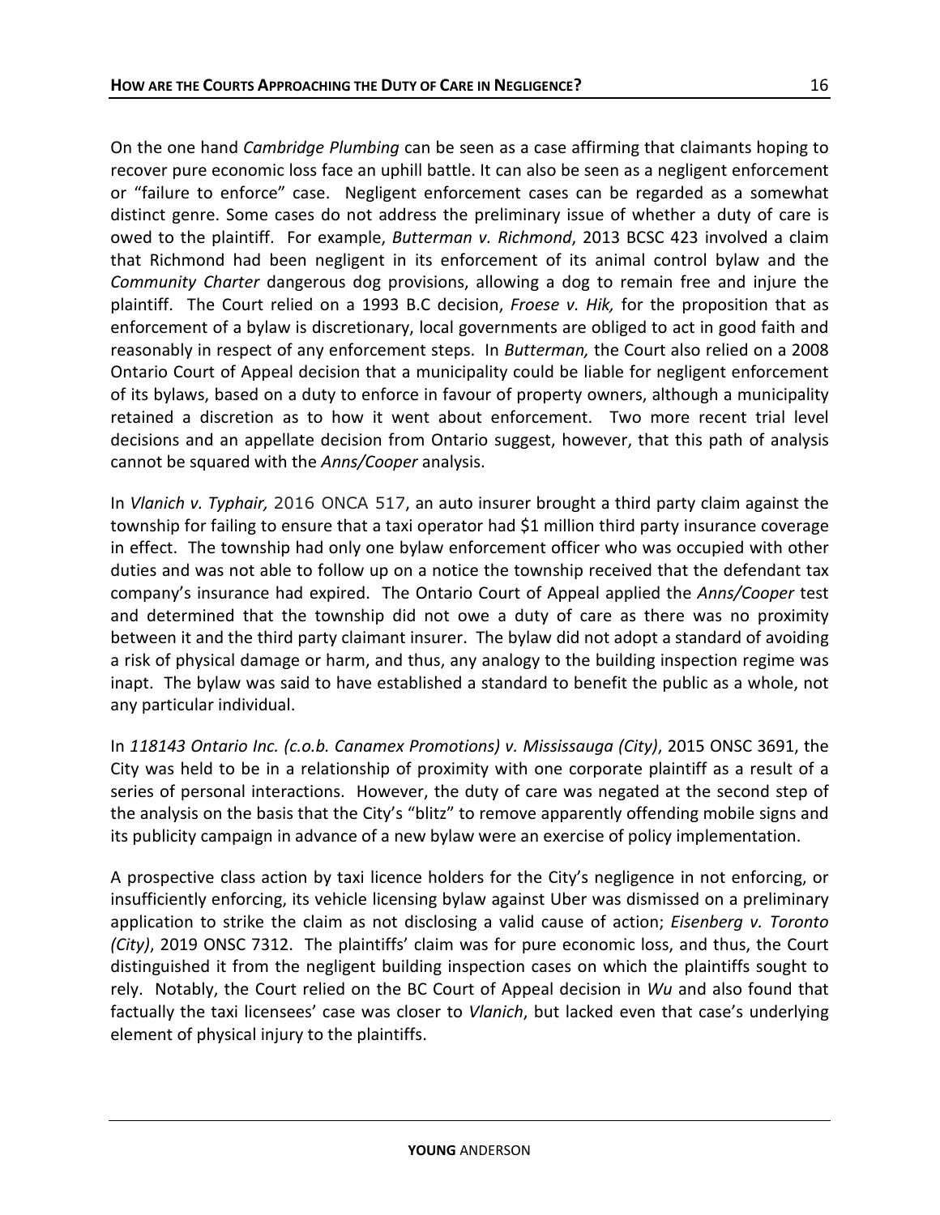On the one hand *Cambridge Plumbing* can be seen as a case affirming that claimants hoping to recover pure economic loss face an uphill battle. It can also be seen as a negligent enforcement or "failure to enforce" case. Negligent enforcement cases can be regarded as a somewhat distinct genre. Some cases do not address the preliminary issue of whether a duty of care is owed to the plaintiff. For example, *Butterman v. Richmond*, 2013 BCSC 423 involved a claim that Richmond had been negligent in its enforcement of its animal control bylaw and the *Community Charter* dangerous dog provisions, allowing a dog to remain free and injure the plaintiff. The Court relied on a 1993 B.C decision, *Froese v. Hik,* for the proposition that as enforcement of a bylaw is discretionary, local governments are obliged to act in good faith and reasonably in respect of any enforcement steps. In *Butterman,* the Court also relied on a 2008 Ontario Court of Appeal decision that a municipality could be liable for negligent enforcement of its bylaws, based on a duty to enforce in favour of property owners, although a municipality retained a discretion as to how it went about enforcement. Two more recent trial level decisions and an appellate decision from Ontario suggest, however, that this path of analysis cannot be squared with the *Anns/Cooper* analysis.

In *Vlanich v. Typhair,* 2016 ONCA 517, an auto insurer brought a third party claim against the township for failing to ensure that a taxi operator had $1 million third party insurance coverage in effect. The township had only one bylaw enforcement officer who was occupied with other duties and was not able to follow up on a notice the township received that the defendant tax company's insurance had expired. The Ontario Court of Appeal applied the *Anns/Cooper* test and determined that the township did not owe a duty of care as there was no proximity between it and the third party claimant insurer. The bylaw did not adopt a standard of avoiding a risk of physical damage or harm, and thus, any analogy to the building inspection regime was inapt. The bylaw was said to have established a standard to benefit the public as a whole, not any particular individual.

In *118143 Ontario Inc. (c.o.b. Canamex Promotions) v. Mississauga (City)*, 2015 ONSC 3691, the City was held to be in a relationship of proximity with one corporate plaintiff as a result of a series of personal interactions. However, the duty of care was negated at the second step of the analysis on the basis that the City's "blitz" to remove apparently offending mobile signs and its publicity campaign in advance of a new bylaw were an exercise of policy implementation.

A prospective class action by taxi licence holders for the City's negligence in not enforcing, or insufficiently enforcing, its vehicle licensing bylaw against Uber was dismissed on a preliminary application to strike the claim as not disclosing a valid cause of action; *Eisenberg v. Toronto (City)*, 2019 ONSC 7312. The plaintiffs' claim was for pure economic loss, and thus, the Court distinguished it from the negligent building inspection cases on which the plaintiffs sought to rely. Notably, the Court relied on the BC Court of Appeal decision in *Wu* and also found that factually the taxi licensees' case was closer to *Vlanich*, but lacked even that case's underlying element of physical injury to the plaintiffs.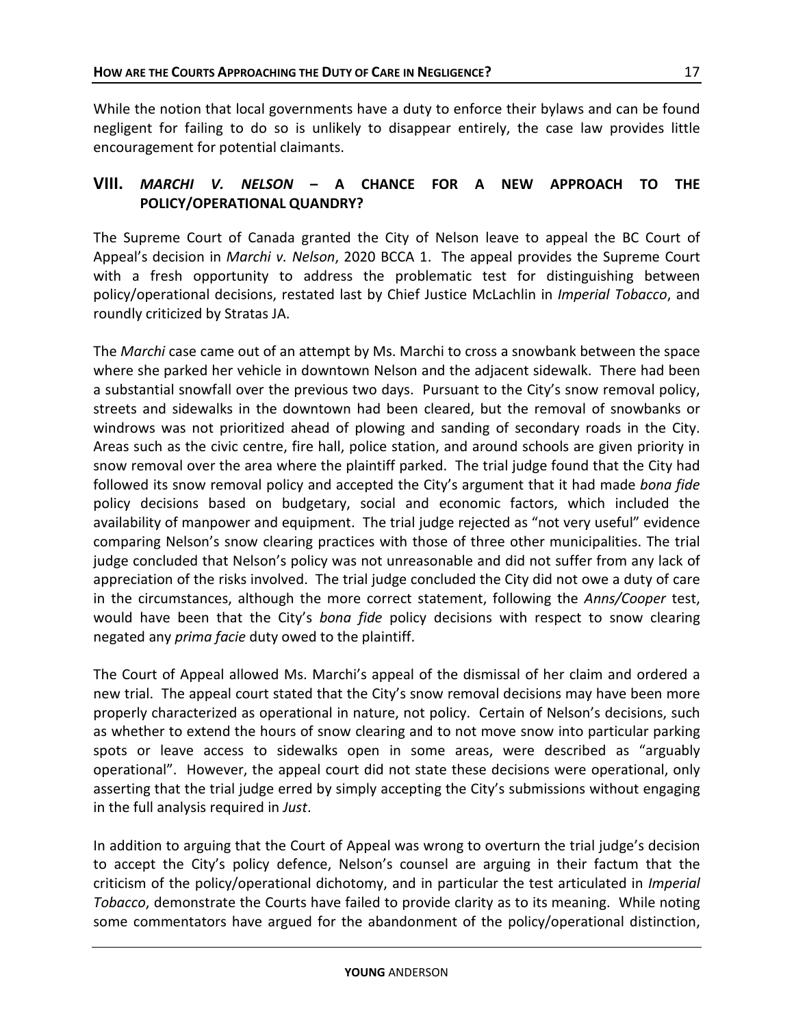While the notion that local governments have a duty to enforce their bylaws and can be found negligent for failing to do so is unlikely to disappear entirely, the case law provides little encouragement for potential claimants.

## VIII. *MARCHI V. NELSON* – A CHANCE FOR A NEW APPROACH TO THE POLICY/OPERATIONAL QUANDRY?

The Supreme Court of Canada granted the City of Nelson leave to appeal the BC Court of Appeal's decision in *Marchi v. Nelson*, 2020 BCCA 1. The appeal provides the Supreme Court with a fresh opportunity to address the problematic test for distinguishing between policy/operational decisions, restated last by Chief Justice McLachlin in *Imperial Tobacco*, and roundly criticized by Stratas JA.

The *Marchi* case came out of an attempt by Ms. Marchi to cross a snowbank between the space where she parked her vehicle in downtown Nelson and the adjacent sidewalk. There had been a substantial snowfall over the previous two days. Pursuant to the City's snow removal policy, streets and sidewalks in the downtown had been cleared, but the removal of snowbanks or windrows was not prioritized ahead of plowing and sanding of secondary roads in the City. Areas such as the civic centre, fire hall, police station, and around schools are given priority in snow removal over the area where the plaintiff parked. The trial judge found that the City had followed its snow removal policy and accepted the City's argument that it had made *bona fide* policy decisions based on budgetary, social and economic factors, which included the availability of manpower and equipment. The trial judge rejected as "not very useful" evidence comparing Nelson's snow clearing practices with those of three other municipalities. The trial judge concluded that Nelson's policy was not unreasonable and did not suffer from any lack of appreciation of the risks involved. The trial judge concluded the City did not owe a duty of care in the circumstances, although the more correct statement, following the *Anns/Cooper* test, would have been that the City's *bona fide* policy decisions with respect to snow clearing negated any *prima facie* duty owed to the plaintiff.

The Court of Appeal allowed Ms. Marchi's appeal of the dismissal of her claim and ordered a new trial. The appeal court stated that the City's snow removal decisions may have been more properly characterized as operational in nature, not policy. Certain of Nelson's decisions, such as whether to extend the hours of snow clearing and to not move snow into particular parking spots or leave access to sidewalks open in some areas, were described as "arguably operational". However, the appeal court did not state these decisions were operational, only asserting that the trial judge erred by simply accepting the City's submissions without engaging in the full analysis required in *Just*.

In addition to arguing that the Court of Appeal was wrong to overturn the trial judge's decision to accept the City's policy defence, Nelson's counsel are arguing in their factum that the criticism of the policy/operational dichotomy, and in particular the test articulated in *Imperial Tobacco*, demonstrate the Courts have failed to provide clarity as to its meaning. While noting some commentators have argued for the abandonment of the policy/operational distinction,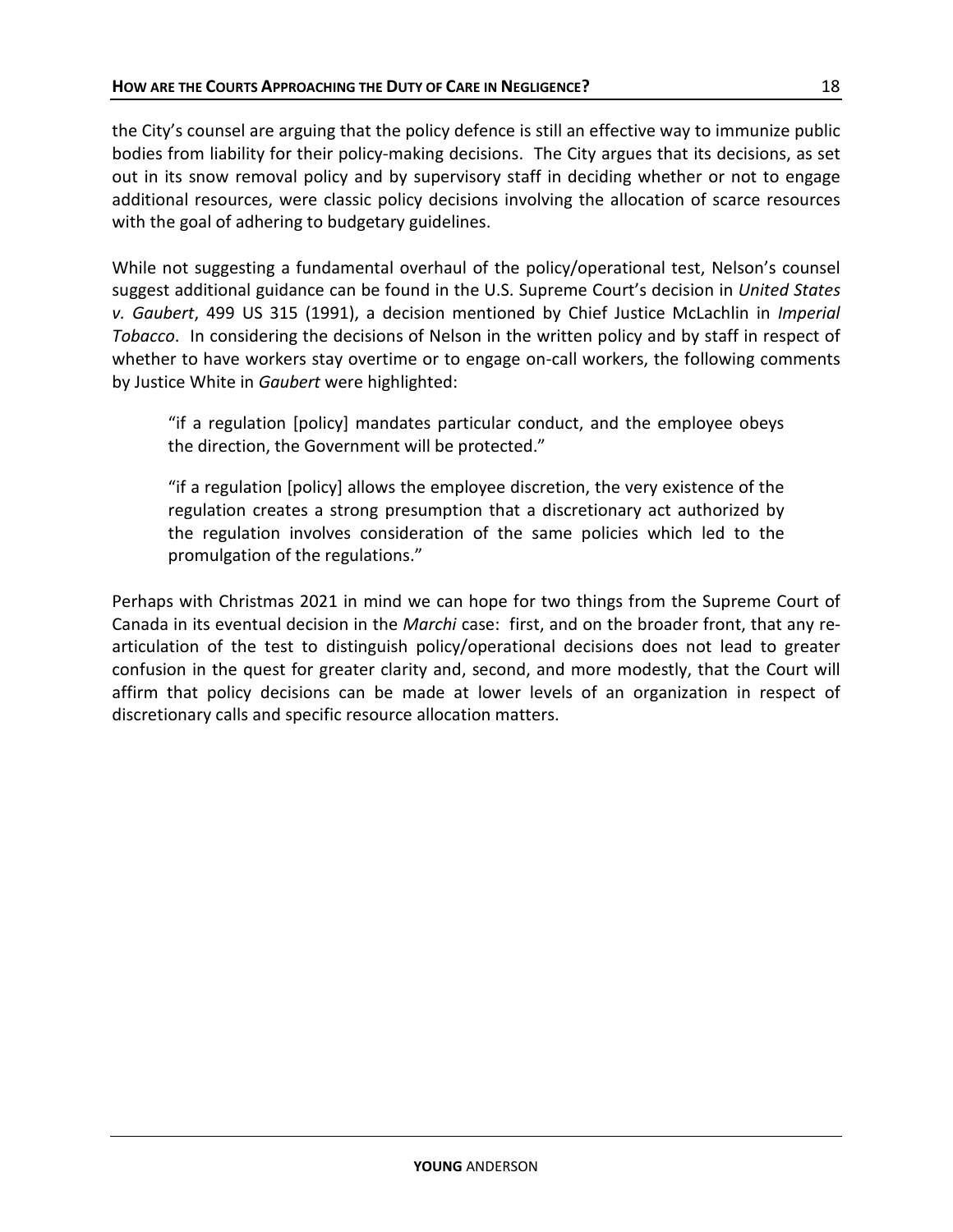the City's counsel are arguing that the policy defence is still an effective way to immunize public bodies from liability for their policy-making decisions. The City argues that its decisions, as set out in its snow removal policy and by supervisory staff in deciding whether or not to engage additional resources, were classic policy decisions involving the allocation of scarce resources with the goal of adhering to budgetary guidelines.

While not suggesting a fundamental overhaul of the policy/operational test, Nelson's counsel suggest additional guidance can be found in the U.S. Supreme Court's decision in *United States v. Gaubert*, 499 US 315 (1991), a decision mentioned by Chief Justice McLachlin in *Imperial Tobacco*. In considering the decisions of Nelson in the written policy and by staff in respect of whether to have workers stay overtime or to engage on-call workers, the following comments by Justice White in *Gaubert* were highlighted:

> "if a regulation [policy] mandates particular conduct, and the employee obeys the direction, the Government will be protected."
>
> "if a regulation [policy] allows the employee discretion, the very existence of the regulation creates a strong presumption that a discretionary act authorized by the regulation involves consideration of the same policies which led to the promulgation of the regulations."

Perhaps with Christmas 2021 in mind we can hope for two things from the Supreme Court of Canada in its eventual decision in the *Marchi* case: first, and on the broader front, that any re-articulation of the test to distinguish policy/operational decisions does not lead to greater confusion in the quest for greater clarity and, second, and more modestly, that the Court will affirm that policy decisions can be made at lower levels of an organization in respect of discretionary calls and specific resource allocation matters.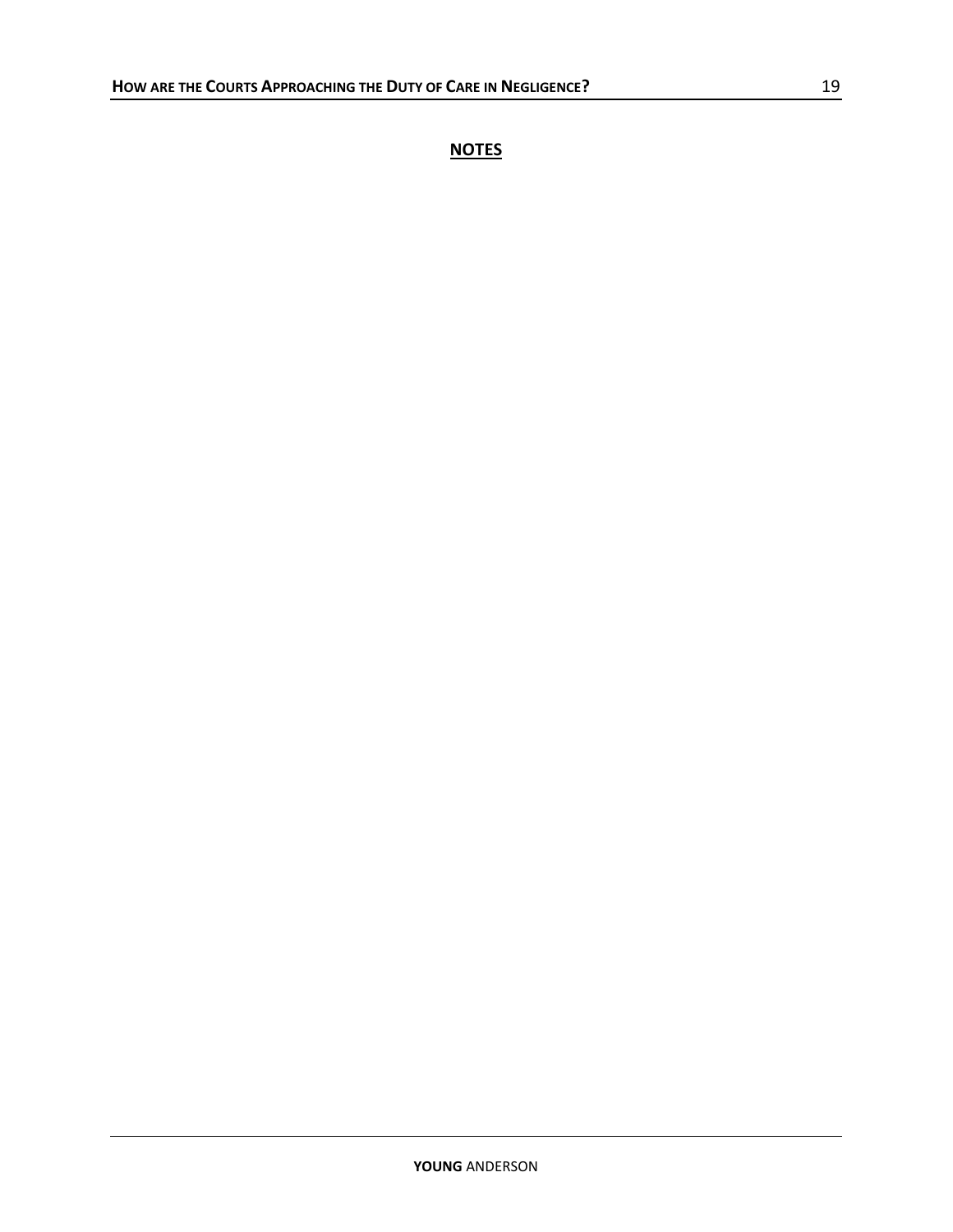## **NOTES**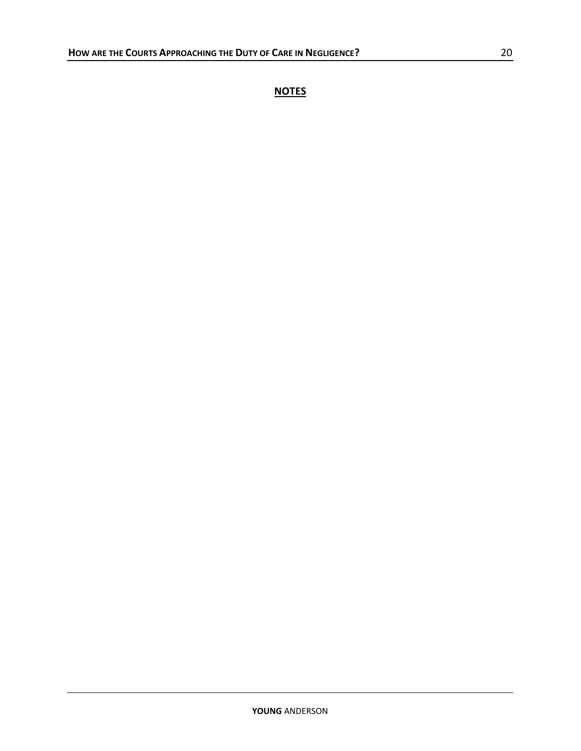## NOTES